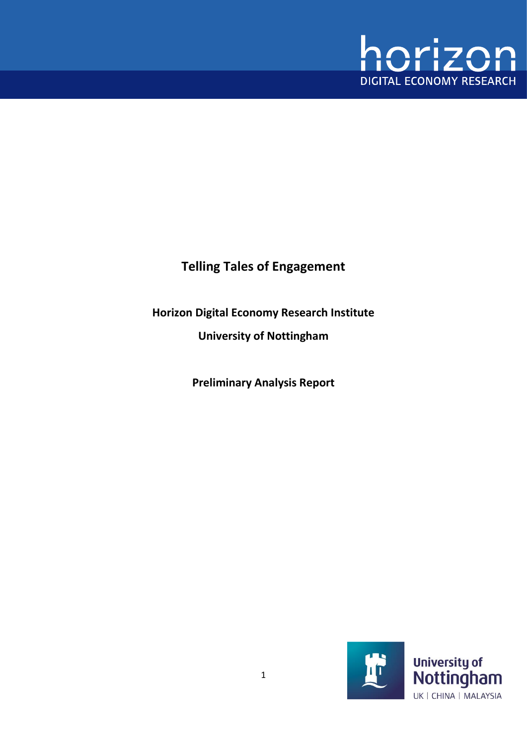# Telling Tales of Engagement

**Horizon Digital Economy Research Institute**

**University of Nottingham**

**Preliminary Analysis Report**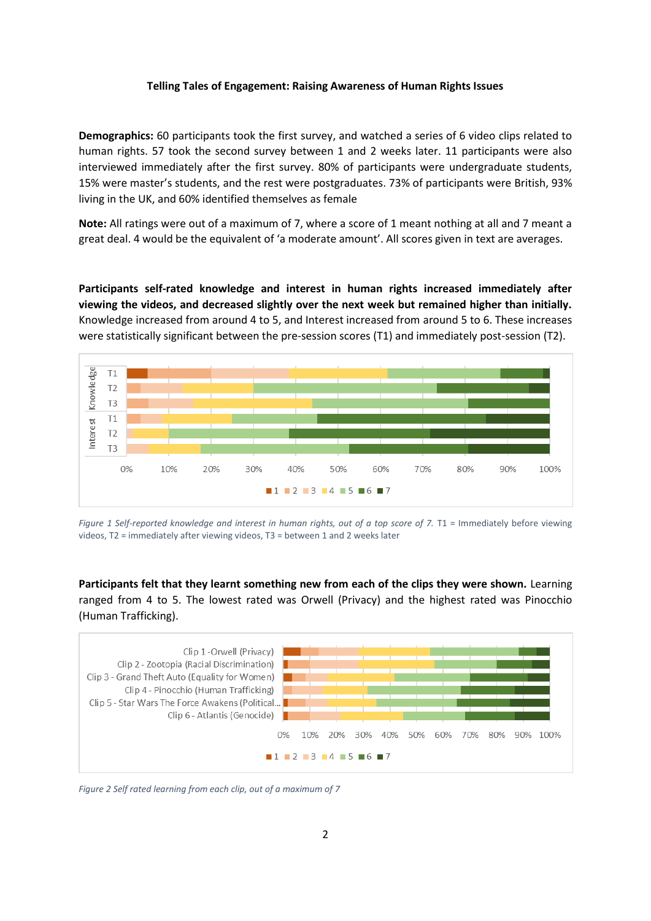**Telling Tales of Engagement: Raising Awareness of Human Rights Issues**

**Demographics:** 60 participants took the first survey, and watched a series of 6 video clips related to human rights. 57 took the second survey between 1 and 2 weeks later. 11 participants were also interviewed immediately after the first survey. 80% of participants were undergraduate students, 15% were master's students, and the rest were postgraduates. 73% of participants were British, 93% living in the UK, and 60% identified themselves as female

**Note:** All ratings were out of a maximum of 7, where a score of 1 meant nothing at all and 7 meant a great deal. 4 would be the equivalent of 'a moderate amount'. All scores given in text are averages.

**Participants self-rated knowledge and interest in human rights increased immediately after viewing the videos, and decreased slightly over the next week but remained higher than initially.** Knowledge increased from around 4 to 5, and Interest increased from around 5 to 6. These increases were statistically significant between the pre-session scores (T1) and immediately post-session (T2).

Knowledge
T1
T2
T3
Interest
T1
T2
T3
0% 10% 20% 30% 40% 50% 60% 70% 80% 90% 100%
1 2 3 4 5 6 7

*Figure 1 Self-reported knowledge and interest in human rights, out of a top score of 7.* T1 = Immediately before viewing videos, T2 = immediately after viewing videos, T3 = between 1 and 2 weeks later

**Participants felt that they learnt something new from each of the clips they were shown.** Learning ranged from 4 to 5. The lowest rated was Orwell (Privacy) and the highest rated was Pinocchio (Human Trafficking).

Clip 1 -Orwell (Privacy)
Clip 2 - Zootopia (Racial Discrimination)
Clip 3 - Grand Theft Auto (Equality for Women)
Clip 4 - Pinocchio (Human Trafficking)
Clip 5 - Star Wars The Force Awakens (Political...
Clip 6 - Atlantis (Genocide)
0% 10% 20% 30% 40% 50% 60% 70% 80% 90% 100%
1 2 3 4 5 6 7

*Figure 2 Self rated learning from each clip, out of a maximum of 7*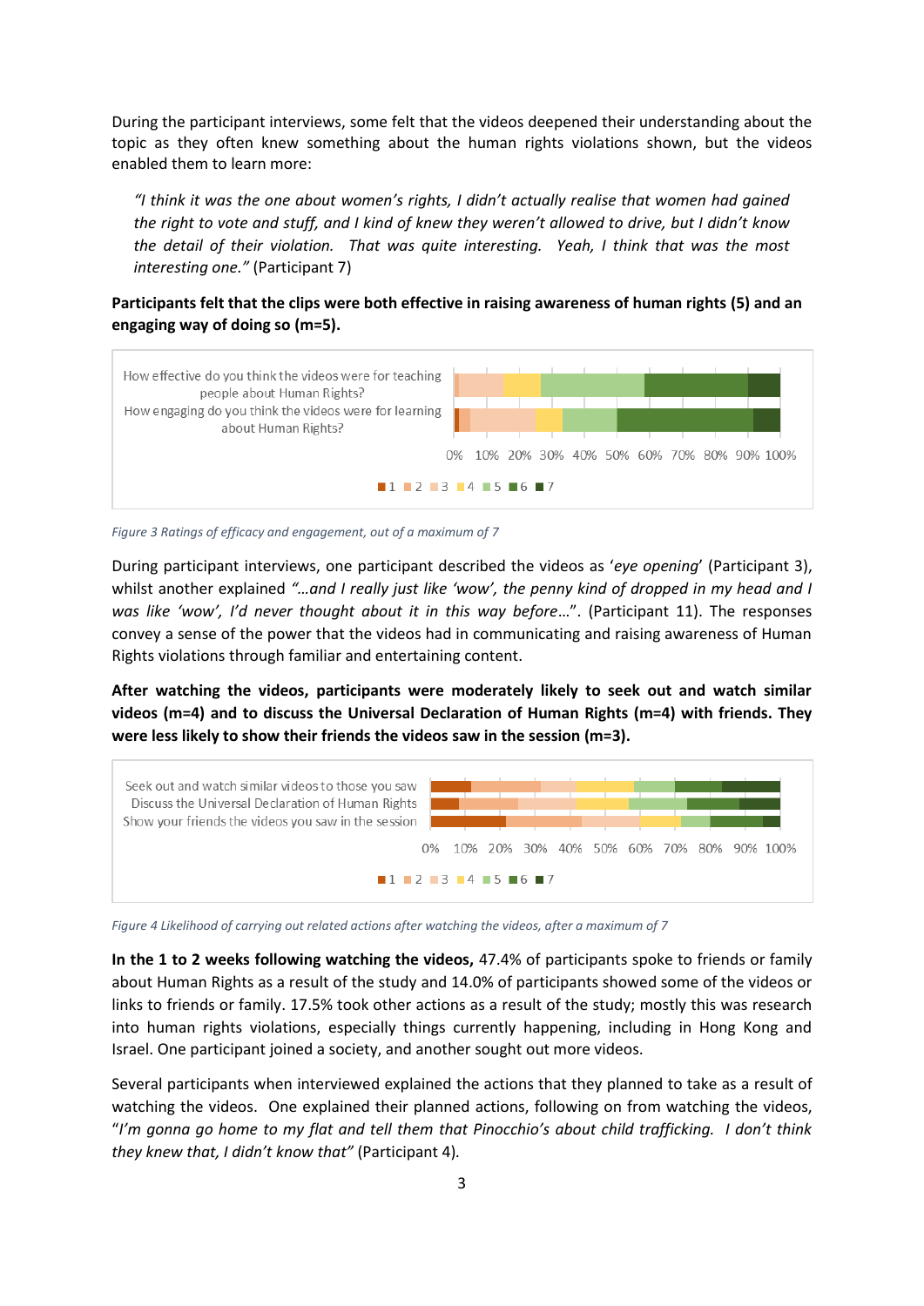During the participant interviews, some felt that the videos deepened their understanding about the topic as they often knew something about the human rights violations shown, but the videos enabled them to learn more:

> *"I think it was the one about women's rights, I didn't actually realise that women had gained the right to vote and stuff, and I kind of knew they weren't allowed to drive, but I didn't know the detail of their violation. That was quite interesting. Yeah, I think that was the most interesting one."* (Participant 7)

**Participants felt that the clips were both effective in raising awareness of human rights (5) and an engaging way of doing so (m=5).**

How effective do you think the videos were for teaching people about Human Rights?
How engaging do you think the videos were for learning about Human Rights?
0% 10% 20% 30% 40% 50% 60% 70% 80% 90% 100%
1 2 3 4 5 6 7

*Figure 3 Ratings of efficacy and engagement, out of a maximum of 7*

During participant interviews, one participant described the videos as '*eye opening*' (Participant 3), whilst another explained *"…and I really just like 'wow', the penny kind of dropped in my head and I was like 'wow', I'd never thought about it in this way before…"*. (Participant 11). The responses convey a sense of the power that the videos had in communicating and raising awareness of Human Rights violations through familiar and entertaining content.

**After watching the videos, participants were moderately likely to seek out and watch similar videos (m=4) and to discuss the Universal Declaration of Human Rights (m=4) with friends. They were less likely to show their friends the videos saw in the session (m=3).**

Seek out and watch similar videos to those you saw
Discuss the Universal Declaration of Human Rights
Show your friends the videos you saw in the session
0% 10% 20% 30% 40% 50% 60% 70% 80% 90% 100%
1 2 3 4 5 6 7

*Figure 4 Likelihood of carrying out related actions after watching the videos, after a maximum of 7*

**In the 1 to 2 weeks following watching the videos,** 47.4% of participants spoke to friends or family about Human Rights as a result of the study and 14.0% of participants showed some of the videos or links to friends or family. 17.5% took other actions as a result of the study; mostly this was research into human rights violations, especially things currently happening, including in Hong Kong and Israel. One participant joined a society, and another sought out more videos.

Several participants when interviewed explained the actions that they planned to take as a result of watching the videos. One explained their planned actions, following on from watching the videos, "*I'm gonna go home to my flat and tell them that Pinocchio's about child trafficking. I don't think they knew that, I didn't know that*" (Participant 4).